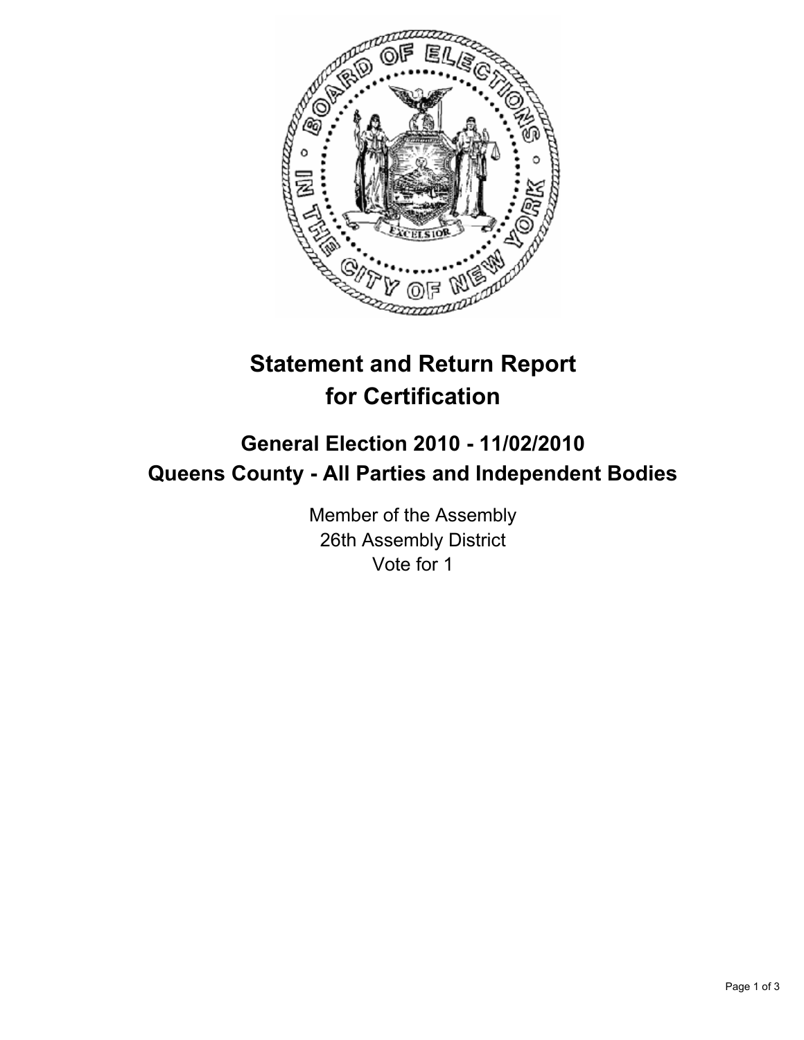# Statement and Return Report for Certification

## General Election 2010 - 11/02/2010
## Queens County - All Parties and Independent Bodies

Member of the Assembly
26th Assembly District
Vote for 1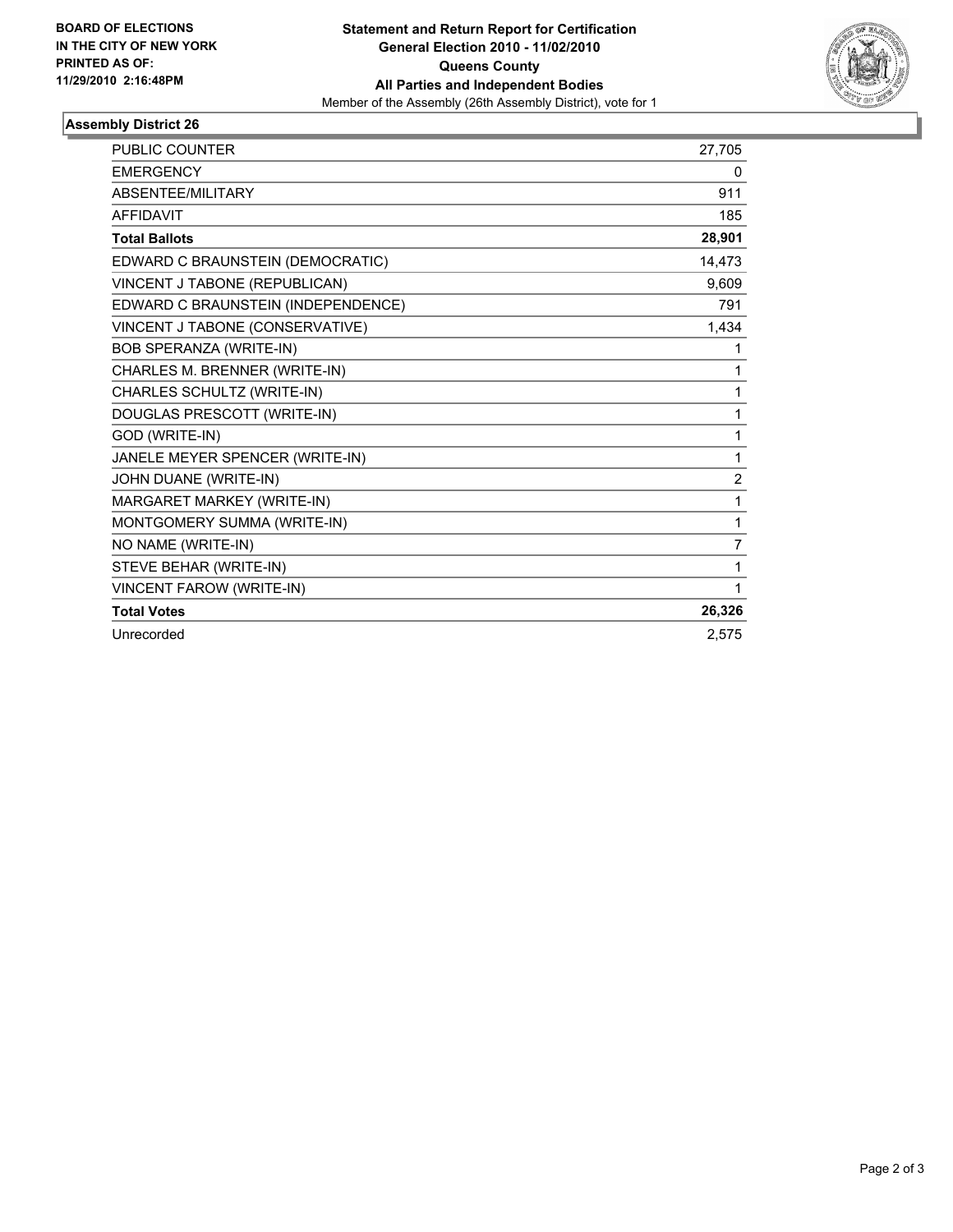BOARD OF ELECTIONS
IN THE CITY OF NEW YORK
PRINTED AS OF:
11/29/2010 2:16:48PM

**Statement and Return Report for Certification**
**General Election 2010 - 11/02/2010**
**Queens County**
**All Parties and Independent Bodies**
Member of the Assembly (26th Assembly District), vote for 1

## Assembly District 26

| | |
|---|---|
| PUBLIC COUNTER | 27,705 |
| EMERGENCY | 0 |
| ABSENTEE/MILITARY | 911 |
| AFFIDAVIT | 185 |
| **Total Ballots** | **28,901** |
| EDWARD C BRAUNSTEIN (DEMOCRATIC) | 14,473 |
| VINCENT J TABONE (REPUBLICAN) | 9,609 |
| EDWARD C BRAUNSTEIN (INDEPENDENCE) | 791 |
| VINCENT J TABONE (CONSERVATIVE) | 1,434 |
| BOB SPERANZA (WRITE-IN) | 1 |
| CHARLES M. BRENNER (WRITE-IN) | 1 |
| CHARLES SCHULTZ (WRITE-IN) | 1 |
| DOUGLAS PRESCOTT (WRITE-IN) | 1 |
| GOD (WRITE-IN) | 1 |
| JANELE MEYER SPENCER (WRITE-IN) | 1 |
| JOHN DUANE (WRITE-IN) | 2 |
| MARGARET MARKEY (WRITE-IN) | 1 |
| MONTGOMERY SUMMA (WRITE-IN) | 1 |
| NO NAME (WRITE-IN) | 7 |
| STEVE BEHAR (WRITE-IN) | 1 |
| VINCENT FAROW (WRITE-IN) | 1 |
| **Total Votes** | **26,326** |
| Unrecorded | 2,575 |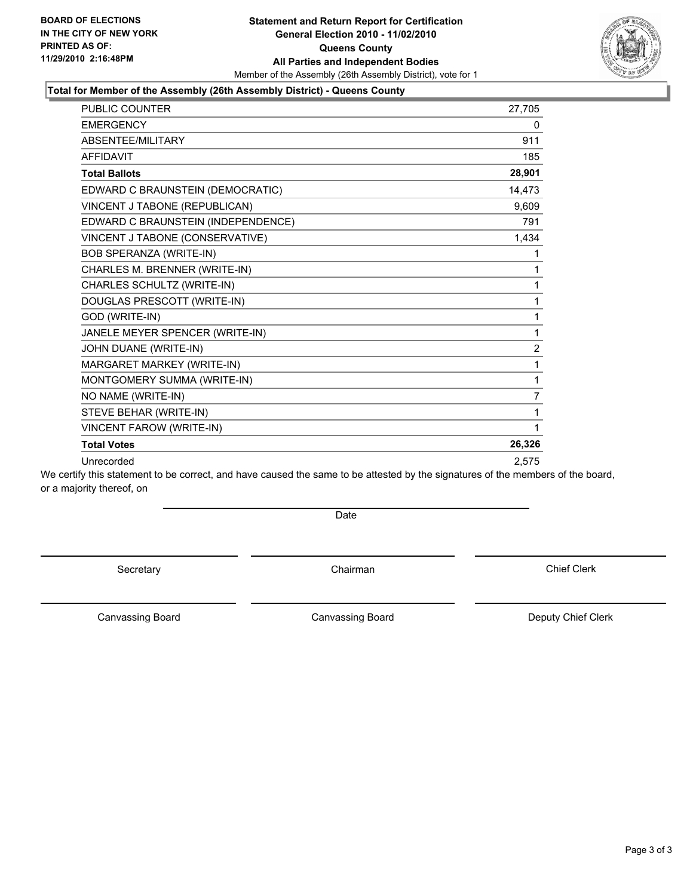**BOARD OF ELECTIONS IN THE CITY OF NEW YORK PRINTED AS OF: 11/29/2010 2:16:48PM**

# Statement and Return Report for Certification General Election 2010 - 11/02/2010 Queens County All Parties and Independent Bodies

Member of the Assembly (26th Assembly District), vote for 1

## Total for Member of the Assembly (26th Assembly District) - Queens County

| | |
|---|---|
| PUBLIC COUNTER | 27,705 |
| EMERGENCY | 0 |
| ABSENTEE/MILITARY | 911 |
| AFFIDAVIT | 185 |
| **Total Ballots** | **28,901** |
| EDWARD C BRAUNSTEIN (DEMOCRATIC) | 14,473 |
| VINCENT J TABONE (REPUBLICAN) | 9,609 |
| EDWARD C BRAUNSTEIN (INDEPENDENCE) | 791 |
| VINCENT J TABONE (CONSERVATIVE) | 1,434 |
| BOB SPERANZA (WRITE-IN) | 1 |
| CHARLES M. BRENNER (WRITE-IN) | 1 |
| CHARLES SCHULTZ (WRITE-IN) | 1 |
| DOUGLAS PRESCOTT (WRITE-IN) | 1 |
| GOD (WRITE-IN) | 1 |
| JANELE MEYER SPENCER (WRITE-IN) | 1 |
| JOHN DUANE (WRITE-IN) | 2 |
| MARGARET MARKEY (WRITE-IN) | 1 |
| MONTGOMERY SUMMA (WRITE-IN) | 1 |
| NO NAME (WRITE-IN) | 7 |
| STEVE BEHAR (WRITE-IN) | 1 |
| VINCENT FAROW (WRITE-IN) | 1 |
| **Total Votes** | **26,326** |
| Unrecorded | 2,575 |

We certify this statement to be correct, and have caused the same to be attested by the signatures of the members of the board, or a majority thereof, on

Date

Secretary

Chairman

Chief Clerk

Canvassing Board

Canvassing Board

Deputy Chief Clerk